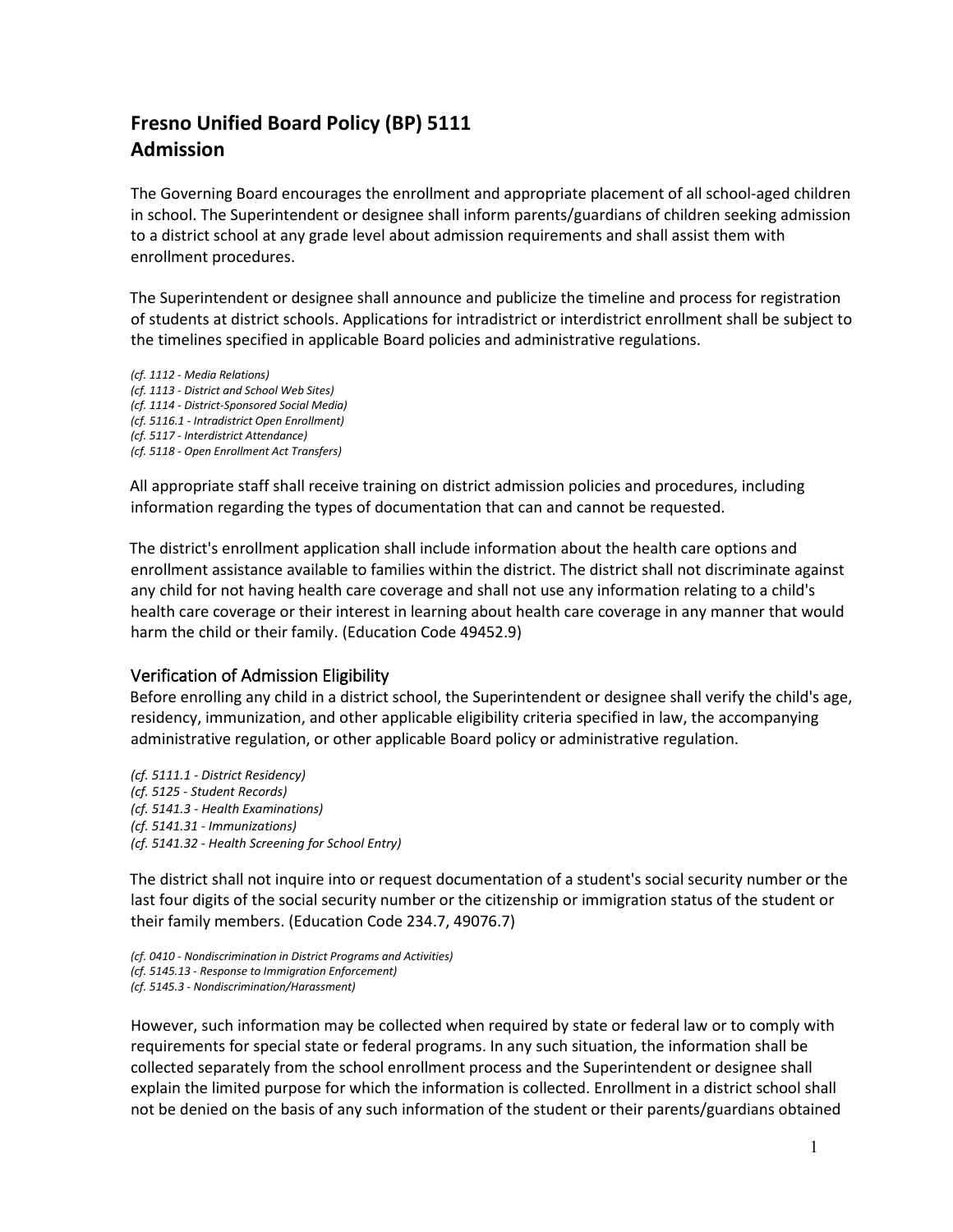# Fresno Unified Board Policy (BP) 5111
# Admission

The Governing Board encourages the enrollment and appropriate placement of all school-aged children in school. The Superintendent or designee shall inform parents/guardians of children seeking admission to a district school at any grade level about admission requirements and shall assist them with enrollment procedures.

The Superintendent or designee shall announce and publicize the timeline and process for registration of students at district schools. Applications for intradistrict or interdistrict enrollment shall be subject to the timelines specified in applicable Board policies and administrative regulations.

*(cf. 1112 - Media Relations)*
*(cf. 1113 - District and School Web Sites)*
*(cf. 1114 - District-Sponsored Social Media)*
*(cf. 5116.1 - Intradistrict Open Enrollment)*
*(cf. 5117 - Interdistrict Attendance)*
*(cf. 5118 - Open Enrollment Act Transfers)*

All appropriate staff shall receive training on district admission policies and procedures, including information regarding the types of documentation that can and cannot be requested.

The district's enrollment application shall include information about the health care options and enrollment assistance available to families within the district. The district shall not discriminate against any child for not having health care coverage and shall not use any information relating to a child's health care coverage or their interest in learning about health care coverage in any manner that would harm the child or their family. (Education Code 49452.9)

## Verification of Admission Eligibility

Before enrolling any child in a district school, the Superintendent or designee shall verify the child's age, residency, immunization, and other applicable eligibility criteria specified in law, the accompanying administrative regulation, or other applicable Board policy or administrative regulation.

*(cf. 5111.1 - District Residency)*
*(cf. 5125 - Student Records)*
*(cf. 5141.3 - Health Examinations)*
*(cf. 5141.31 - Immunizations)*
*(cf. 5141.32 - Health Screening for School Entry)*

The district shall not inquire into or request documentation of a student's social security number or the last four digits of the social security number or the citizenship or immigration status of the student or their family members. (Education Code 234.7, 49076.7)

*(cf. 0410 - Nondiscrimination in District Programs and Activities)*
*(cf. 5145.13 - Response to Immigration Enforcement)*
*(cf. 5145.3 - Nondiscrimination/Harassment)*

However, such information may be collected when required by state or federal law or to comply with requirements for special state or federal programs. In any such situation, the information shall be collected separately from the school enrollment process and the Superintendent or designee shall explain the limited purpose for which the information is collected. Enrollment in a district school shall not be denied on the basis of any such information of the student or their parents/guardians obtained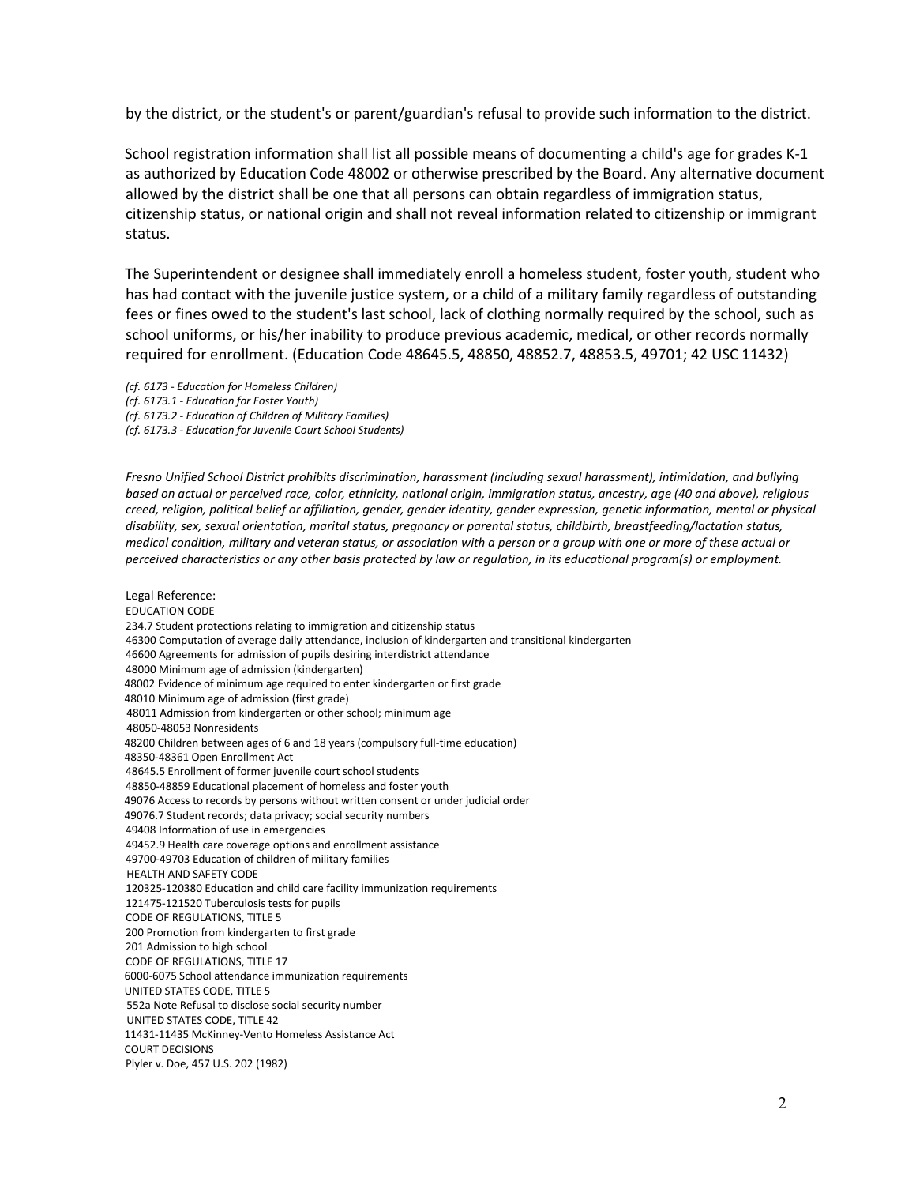by the district, or the student's or parent/guardian's refusal to provide such information to the district.

School registration information shall list all possible means of documenting a child's age for grades K-1 as authorized by Education Code 48002 or otherwise prescribed by the Board. Any alternative document allowed by the district shall be one that all persons can obtain regardless of immigration status, citizenship status, or national origin and shall not reveal information related to citizenship or immigrant status.

The Superintendent or designee shall immediately enroll a homeless student, foster youth, student who has had contact with the juvenile justice system, or a child of a military family regardless of outstanding fees or fines owed to the student's last school, lack of clothing normally required by the school, such as school uniforms, or his/her inability to produce previous academic, medical, or other records normally required for enrollment. (Education Code 48645.5, 48850, 48852.7, 48853.5, 49701; 42 USC 11432)

*(cf. 6173 - Education for Homeless Children)*
*(cf. 6173.1 - Education for Foster Youth)*
*(cf. 6173.2 - Education of Children of Military Families)*
*(cf. 6173.3 - Education for Juvenile Court School Students)*

*Fresno Unified School District prohibits discrimination, harassment (including sexual harassment), intimidation, and bullying based on actual or perceived race, color, ethnicity, national origin, immigration status, ancestry, age (40 and above), religious creed, religion, political belief or affiliation, gender, gender identity, gender expression, genetic information, mental or physical disability, sex, sexual orientation, marital status, pregnancy or parental status, childbirth, breastfeeding/lactation status, medical condition, military and veteran status, or association with a person or a group with one or more of these actual or perceived characteristics or any other basis protected by law or regulation, in its educational program(s) or employment.*

Legal Reference:
EDUCATION CODE
234.7 Student protections relating to immigration and citizenship status
46300 Computation of average daily attendance, inclusion of kindergarten and transitional kindergarten
46600 Agreements for admission of pupils desiring interdistrict attendance
48000 Minimum age of admission (kindergarten)
48002 Evidence of minimum age required to enter kindergarten or first grade
48010 Minimum age of admission (first grade)
48011 Admission from kindergarten or other school; minimum age
48050-48053 Nonresidents
48200 Children between ages of 6 and 18 years (compulsory full-time education)
48350-48361 Open Enrollment Act
48645.5 Enrollment of former juvenile court school students
48850-48859 Educational placement of homeless and foster youth
49076 Access to records by persons without written consent or under judicial order
49076.7 Student records; data privacy; social security numbers
49408 Information of use in emergencies
49452.9 Health care coverage options and enrollment assistance
49700-49703 Education of children of military families
HEALTH AND SAFETY CODE
120325-120380 Education and child care facility immunization requirements
121475-121520 Tuberculosis tests for pupils
CODE OF REGULATIONS, TITLE 5
200 Promotion from kindergarten to first grade
201 Admission to high school
CODE OF REGULATIONS, TITLE 17
6000-6075 School attendance immunization requirements
UNITED STATES CODE, TITLE 5
552a Note Refusal to disclose social security number
UNITED STATES CODE, TITLE 42
11431-11435 McKinney-Vento Homeless Assistance Act
COURT DECISIONS
Plyler v. Doe, 457 U.S. 202 (1982)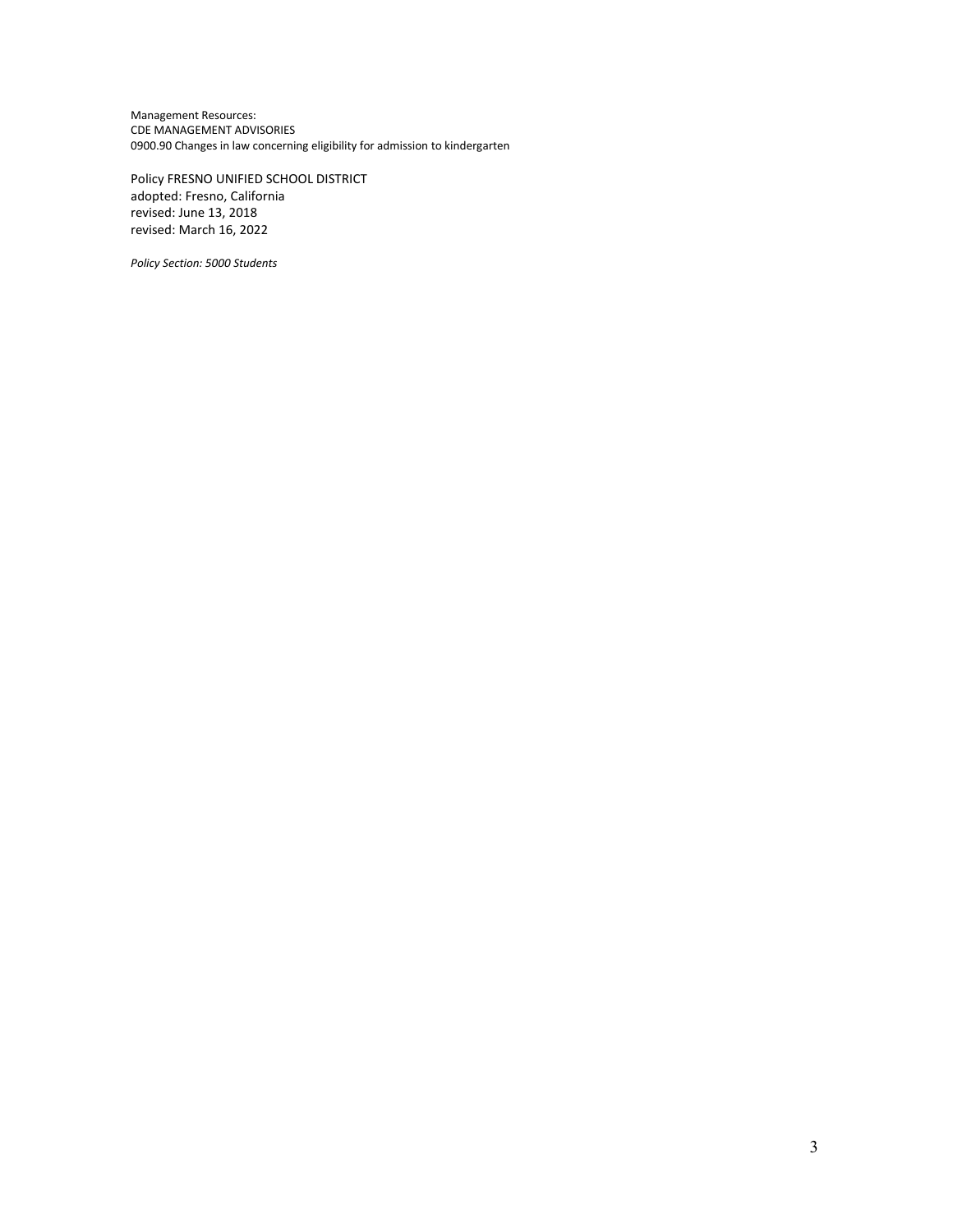Management Resources:
CDE MANAGEMENT ADVISORIES
0900.90 Changes in law concerning eligibility for admission to kindergarten

Policy FRESNO UNIFIED SCHOOL DISTRICT
adopted: Fresno, California
revised: June 13, 2018
revised: March 16, 2022

*Policy Section: 5000 Students*